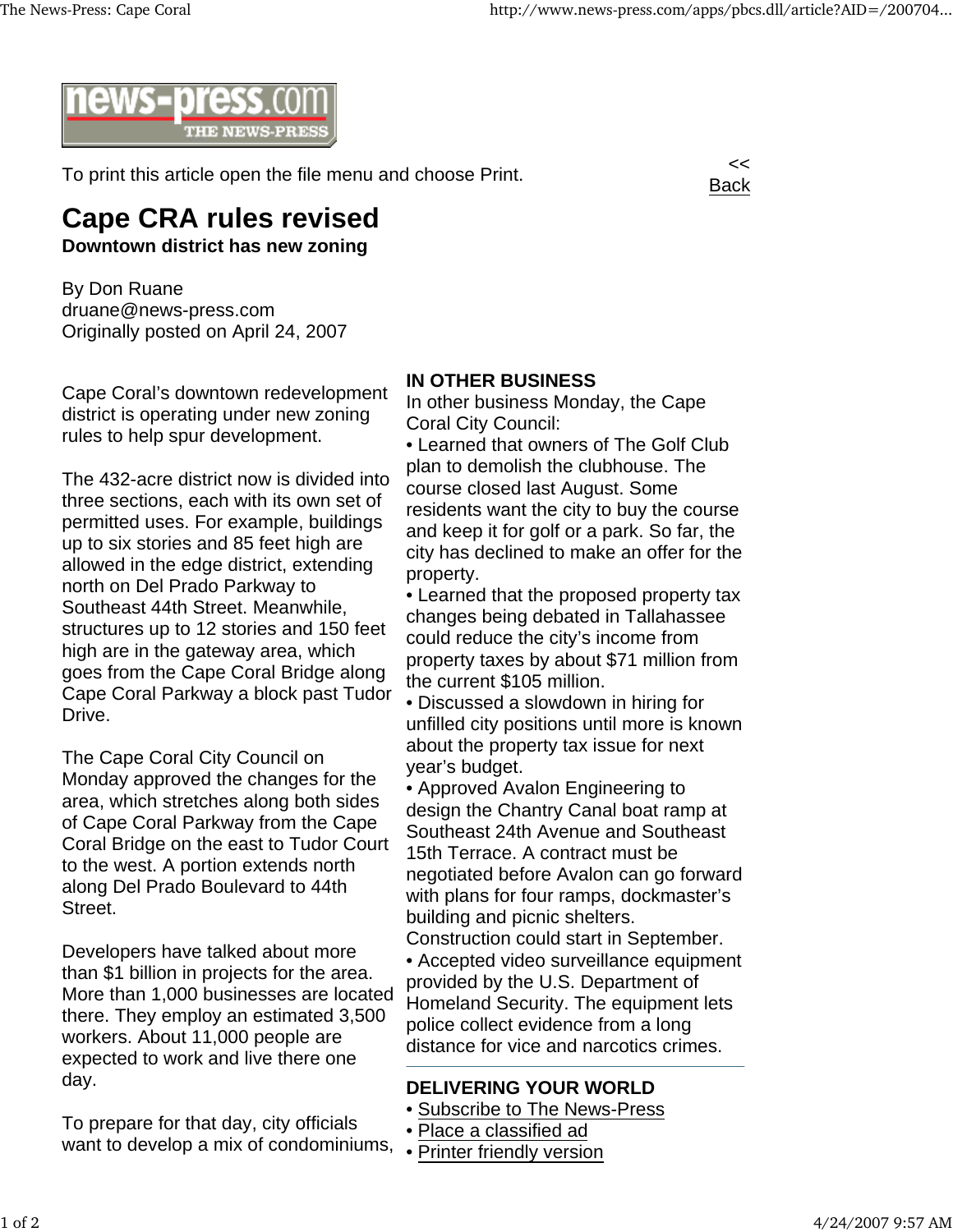news-press.com THE NEWS-PRESS

To print this article open the file menu and choose Print.

<< Back

# Cape CRA rules revised

**Downtown district has new zoning**

By Don Ruane
druane@news-press.com
Originally posted on April 24, 2007

Cape Coral's downtown redevelopment district is operating under new zoning rules to help spur development.

The 432-acre district now is divided into three sections, each with its own set of permitted uses. For example, buildings up to six stories and 85 feet high are allowed in the edge district, extending north on Del Prado Parkway to Southeast 44th Street. Meanwhile, structures up to 12 stories and 150 feet high are in the gateway area, which goes from the Cape Coral Bridge along Cape Coral Parkway a block past Tudor Drive.

The Cape Coral City Council on Monday approved the changes for the area, which stretches along both sides of Cape Coral Parkway from the Cape Coral Bridge on the east to Tudor Court to the west. A portion extends north along Del Prado Boulevard to 44th Street.

Developers have talked about more than $1 billion in projects for the area. More than 1,000 businesses are located there. They employ an estimated 3,500 workers. About 11,000 people are expected to work and live there one day.

To prepare for that day, city officials want to develop a mix of condominiums,

**IN OTHER BUSINESS**

In other business Monday, the Cape Coral City Council:

• Learned that owners of The Golf Club plan to demolish the clubhouse. The course closed last August. Some residents want the city to buy the course and keep it for golf or a park. So far, the city has declined to make an offer for the property.

• Learned that the proposed property tax changes being debated in Tallahassee could reduce the city's income from property taxes by about $71 million from the current $105 million.

• Discussed a slowdown in hiring for unfilled city positions until more is known about the property tax issue for next year's budget.

• Approved Avalon Engineering to design the Chantry Canal boat ramp at Southeast 24th Avenue and Southeast 15th Terrace. A contract must be negotiated before Avalon can go forward with plans for four ramps, dockmaster's building and picnic shelters. Construction could start in September.

• Accepted video surveillance equipment provided by the U.S. Department of Homeland Security. The equipment lets police collect evidence from a long distance for vice and narcotics crimes.

**DELIVERING YOUR WORLD**

• Subscribe to The News-Press
• Place a classified ad
• Printer friendly version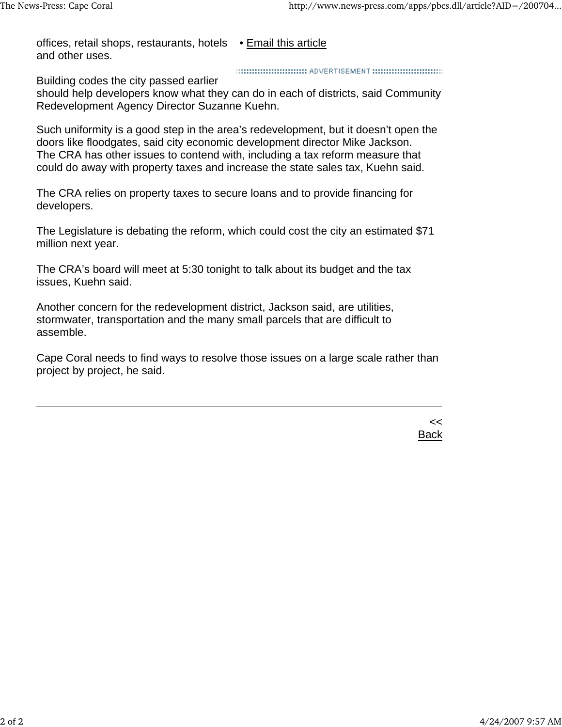offices, retail shops, restaurants, hotels and other uses.

• Email this article

Building codes the city passed earlier should help developers know what they can do in each of districts, said Community Redevelopment Agency Director Suzanne Kuehn.

Such uniformity is a good step in the area’s redevelopment, but it doesn’t open the doors like floodgates, said city economic development director Mike Jackson. The CRA has other issues to contend with, including a tax reform measure that could do away with property taxes and increase the state sales tax, Kuehn said.

The CRA relies on property taxes to secure loans and to provide financing for developers.

The Legislature is debating the reform, which could cost the city an estimated $71 million next year.

The CRA’s board will meet at 5:30 tonight to talk about its budget and the tax issues, Kuehn said.

Another concern for the redevelopment district, Jackson said, are utilities, stormwater, transportation and the many small parcels that are difficult to assemble.

Cape Coral needs to find ways to resolve those issues on a large scale rather than project by project, he said.

---

<< Back